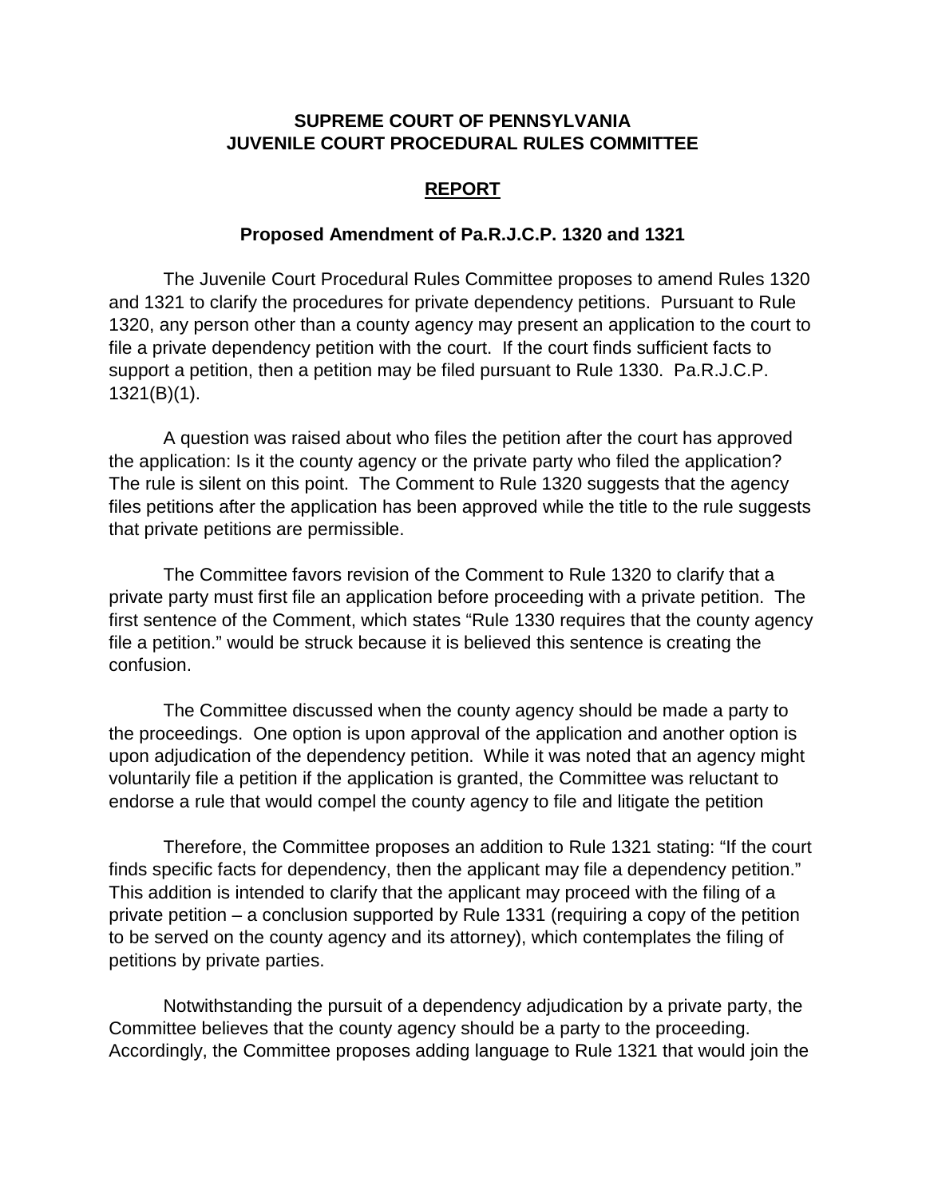**SUPREME COURT OF PENNSYLVANIA**
**JUVENILE COURT PROCEDURAL RULES COMMITTEE**

**REPORT**

**Proposed Amendment of Pa.R.J.C.P. 1320 and 1321**

The Juvenile Court Procedural Rules Committee proposes to amend Rules 1320 and 1321 to clarify the procedures for private dependency petitions. Pursuant to Rule 1320, any person other than a county agency may present an application to the court to file a private dependency petition with the court. If the court finds sufficient facts to support a petition, then a petition may be filed pursuant to Rule 1330. Pa.R.J.C.P. 1321(B)(1).

A question was raised about who files the petition after the court has approved the application: Is it the county agency or the private party who filed the application? The rule is silent on this point. The Comment to Rule 1320 suggests that the agency files petitions after the application has been approved while the title to the rule suggests that private petitions are permissible.

The Committee favors revision of the Comment to Rule 1320 to clarify that a private party must first file an application before proceeding with a private petition. The first sentence of the Comment, which states "Rule 1330 requires that the county agency file a petition." would be struck because it is believed this sentence is creating the confusion.

The Committee discussed when the county agency should be made a party to the proceedings. One option is upon approval of the application and another option is upon adjudication of the dependency petition. While it was noted that an agency might voluntarily file a petition if the application is granted, the Committee was reluctant to endorse a rule that would compel the county agency to file and litigate the petition

Therefore, the Committee proposes an addition to Rule 1321 stating: "If the court finds specific facts for dependency, then the applicant may file a dependency petition." This addition is intended to clarify that the applicant may proceed with the filing of a private petition – a conclusion supported by Rule 1331 (requiring a copy of the petition to be served on the county agency and its attorney), which contemplates the filing of petitions by private parties.

Notwithstanding the pursuit of a dependency adjudication by a private party, the Committee believes that the county agency should be a party to the proceeding. Accordingly, the Committee proposes adding language to Rule 1321 that would join the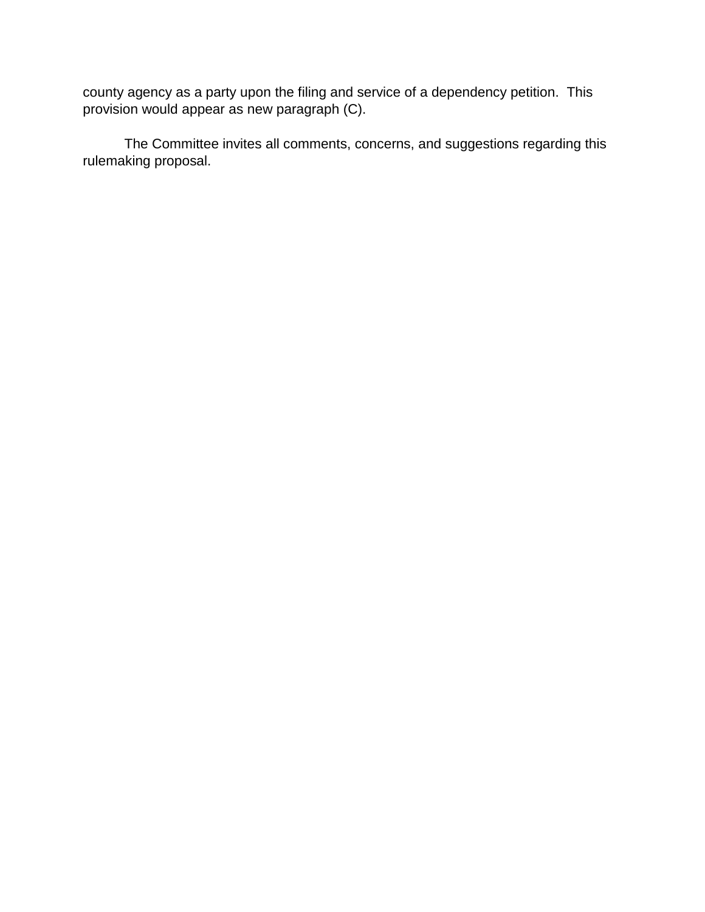county agency as a party upon the filing and service of a dependency petition. This provision would appear as new paragraph (C).

The Committee invites all comments, concerns, and suggestions regarding this rulemaking proposal.